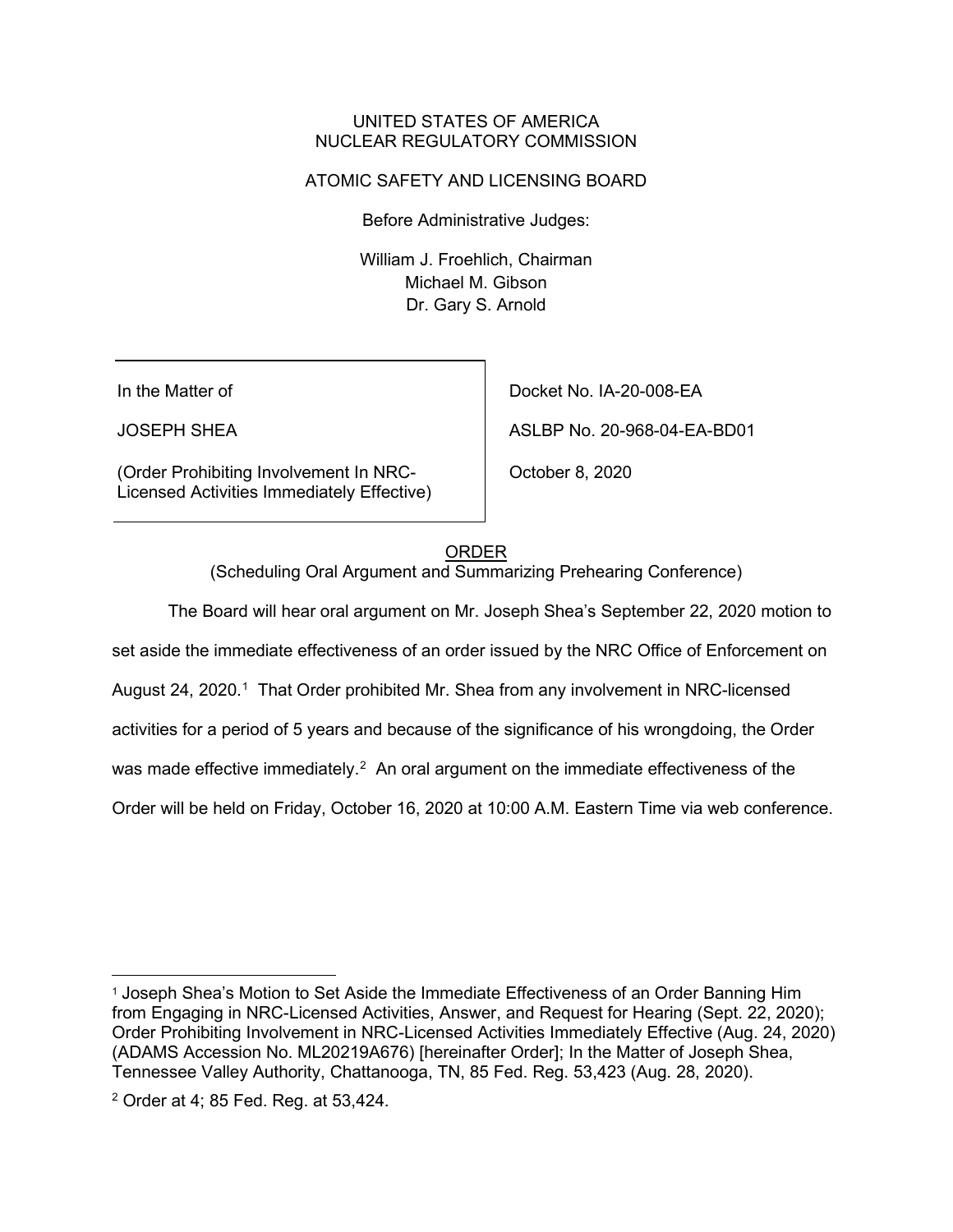UNITED STATES OF AMERICA
NUCLEAR REGULATORY COMMISSION

ATOMIC SAFETY AND LICENSING BOARD

Before Administrative Judges:

William J. Froehlich, Chairman
Michael M. Gibson
Dr. Gary S. Arnold

| | |
|---|---|
| In the Matter of | Docket No. IA-20-008-EA |
| JOSEPH SHEA | ASLBP No. 20-968-04-EA-BD01 |
| (Order Prohibiting Involvement In NRC-Licensed Activities Immediately Effective) | October 8, 2020 |

## ORDER

(Scheduling Oral Argument and Summarizing Prehearing Conference)

The Board will hear oral argument on Mr. Joseph Shea's September 22, 2020 motion to set aside the immediate effectiveness of an order issued by the NRC Office of Enforcement on August 24, 2020.[1] That Order prohibited Mr. Shea from any involvement in NRC-licensed activities for a period of 5 years and because of the significance of his wrongdoing, the Order was made effective immediately.[2] An oral argument on the immediate effectiveness of the Order will be held on Friday, October 16, 2020 at 10:00 A.M. Eastern Time via web conference.

---

[1] Joseph Shea's Motion to Set Aside the Immediate Effectiveness of an Order Banning Him from Engaging in NRC-Licensed Activities, Answer, and Request for Hearing (Sept. 22, 2020); Order Prohibiting Involvement in NRC-Licensed Activities Immediately Effective (Aug. 24, 2020) (ADAMS Accession No. ML20219A676) [hereinafter Order]; In the Matter of Joseph Shea, Tennessee Valley Authority, Chattanooga, TN, 85 Fed. Reg. 53,423 (Aug. 28, 2020).

[2] Order at 4; 85 Fed. Reg. at 53,424.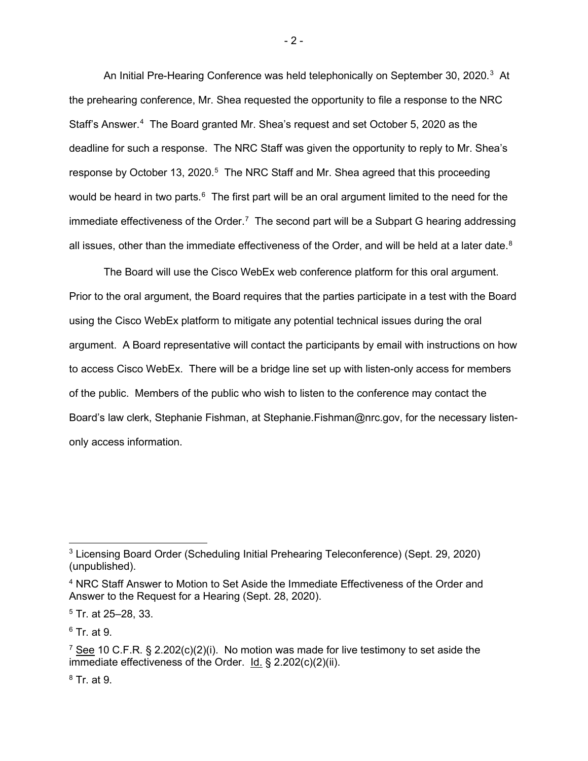An Initial Pre-Hearing Conference was held telephonically on September 30, 2020.[3] At the prehearing conference, Mr. Shea requested the opportunity to file a response to the NRC Staff's Answer.[4] The Board granted Mr. Shea's request and set October 5, 2020 as the deadline for such a response. The NRC Staff was given the opportunity to reply to Mr. Shea's response by October 13, 2020.[5] The NRC Staff and Mr. Shea agreed that this proceeding would be heard in two parts.[6] The first part will be an oral argument limited to the need for the immediate effectiveness of the Order.[7] The second part will be a Subpart G hearing addressing all issues, other than the immediate effectiveness of the Order, and will be held at a later date.[8]

The Board will use the Cisco WebEx web conference platform for this oral argument. Prior to the oral argument, the Board requires that the parties participate in a test with the Board using the Cisco WebEx platform to mitigate any potential technical issues during the oral argument. A Board representative will contact the participants by email with instructions on how to access Cisco WebEx. There will be a bridge line set up with listen-only access for members of the public. Members of the public who wish to listen to the conference may contact the Board's law clerk, Stephanie Fishman, at Stephanie.Fishman@nrc.gov, for the necessary listen-only access information.

---

[3] Licensing Board Order (Scheduling Initial Prehearing Teleconference) (Sept. 29, 2020) (unpublished).

[4] NRC Staff Answer to Motion to Set Aside the Immediate Effectiveness of the Order and Answer to the Request for a Hearing (Sept. 28, 2020).

[5] Tr. at 25–28, 33.

[6] Tr. at 9.

[7] See 10 C.F.R. § 2.202(c)(2)(i). No motion was made for live testimony to set aside the immediate effectiveness of the Order. Id. § 2.202(c)(2)(ii).

[8] Tr. at 9.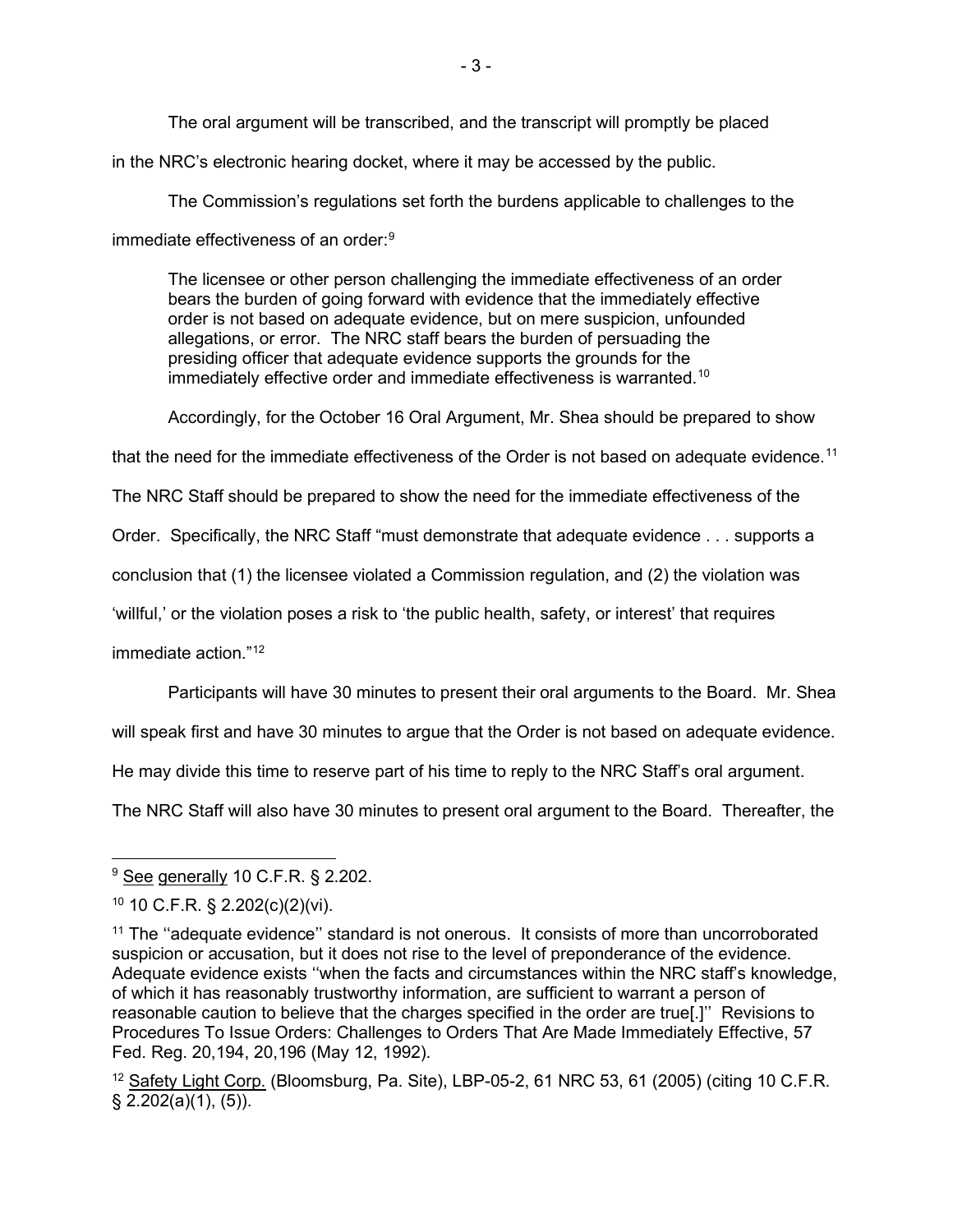The oral argument will be transcribed, and the transcript will promptly be placed in the NRC's electronic hearing docket, where it may be accessed by the public.

The Commission's regulations set forth the burdens applicable to challenges to the immediate effectiveness of an order:[9]

> The licensee or other person challenging the immediate effectiveness of an order bears the burden of going forward with evidence that the immediately effective order is not based on adequate evidence, but on mere suspicion, unfounded allegations, or error. The NRC staff bears the burden of persuading the presiding officer that adequate evidence supports the grounds for the immediately effective order and immediate effectiveness is warranted.[10]

Accordingly, for the October 16 Oral Argument, Mr. Shea should be prepared to show that the need for the immediate effectiveness of the Order is not based on adequate evidence.[11] The NRC Staff should be prepared to show the need for the immediate effectiveness of the Order. Specifically, the NRC Staff "must demonstrate that adequate evidence . . . supports a conclusion that (1) the licensee violated a Commission regulation, and (2) the violation was 'willful,' or the violation poses a risk to 'the public health, safety, or interest' that requires immediate action."[12]

Participants will have 30 minutes to present their oral arguments to the Board. Mr. Shea will speak first and have 30 minutes to argue that the Order is not based on adequate evidence. He may divide this time to reserve part of his time to reply to the NRC Staff's oral argument. The NRC Staff will also have 30 minutes to present oral argument to the Board. Thereafter, the

---

[9] See generally 10 C.F.R. § 2.202.

[10] 10 C.F.R. § 2.202(c)(2)(vi).

[11] The ''adequate evidence'' standard is not onerous. It consists of more than uncorroborated suspicion or accusation, but it does not rise to the level of preponderance of the evidence. Adequate evidence exists ''when the facts and circumstances within the NRC staff's knowledge, of which it has reasonably trustworthy information, are sufficient to warrant a person of reasonable caution to believe that the charges specified in the order are true[.]'' Revisions to Procedures To Issue Orders: Challenges to Orders That Are Made Immediately Effective, 57 Fed. Reg. 20,194, 20,196 (May 12, 1992).

[12] Safety Light Corp. (Bloomsburg, Pa. Site), LBP-05-2, 61 NRC 53, 61 (2005) (citing 10 C.F.R. § 2.202(a)(1), (5)).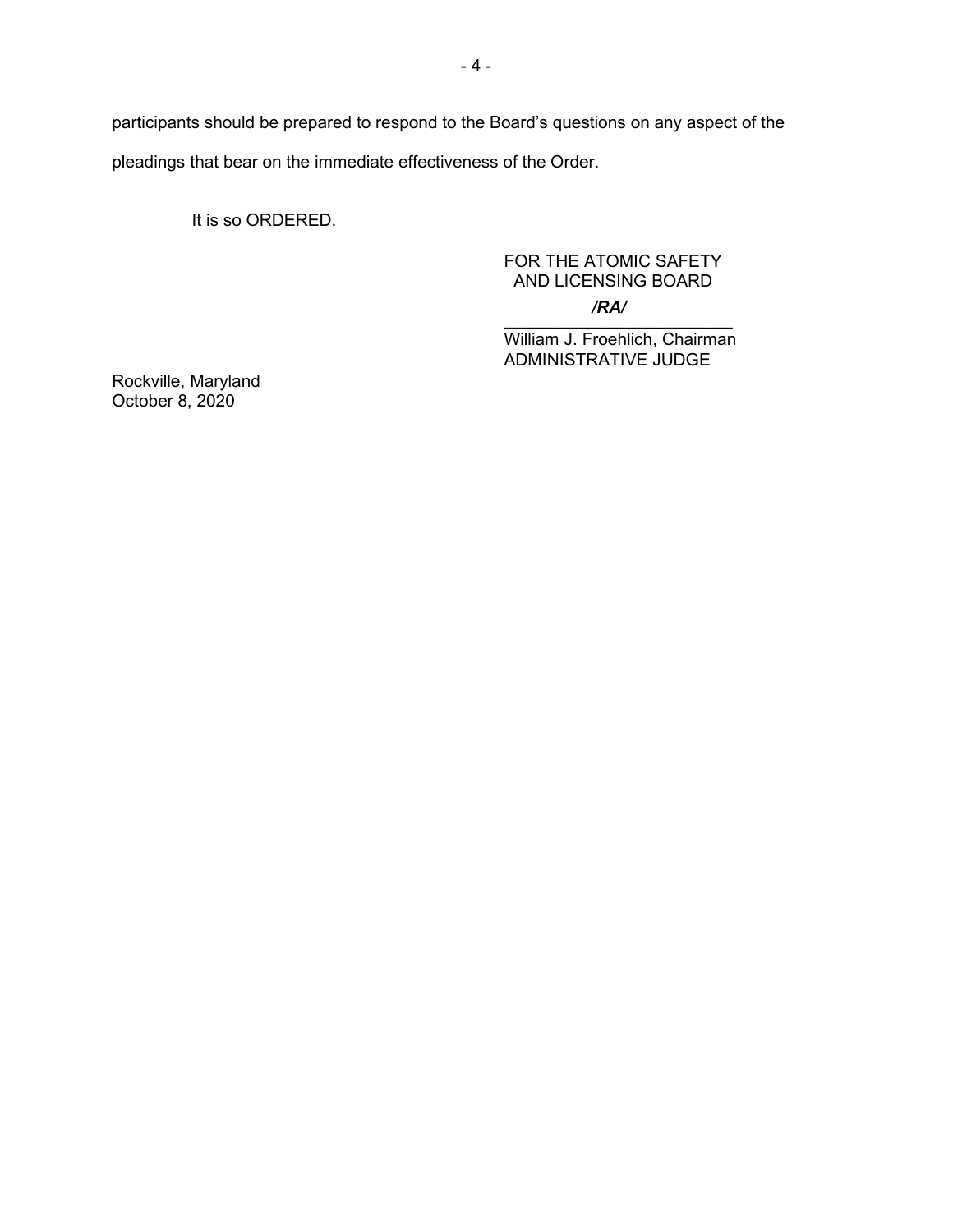participants should be prepared to respond to the Board's questions on any aspect of the pleadings that bear on the immediate effectiveness of the Order.

It is so ORDERED.

FOR THE ATOMIC SAFETY
AND LICENSING BOARD

***/RA/***

\_\_\_\_\_\_\_\_\_\_\_\_\_\_\_\_\_\_\_\_\_\_\_\_\_\_

William J. Froehlich, Chairman
ADMINISTRATIVE JUDGE

Rockville, Maryland
October 8, 2020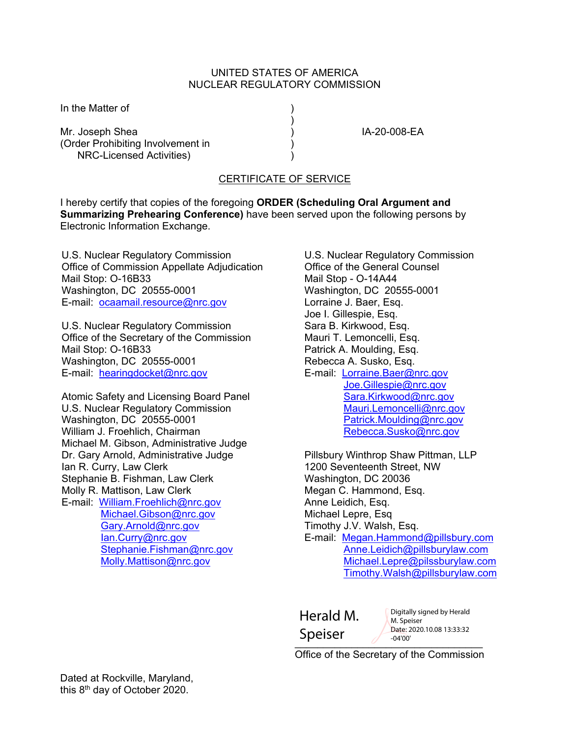UNITED STATES OF AMERICA
NUCLEAR REGULATORY COMMISSION

In the Matter of )
)
Mr. Joseph Shea ) IA-20-008-EA
(Order Prohibiting Involvement in )
NRC-Licensed Activities) )

## CERTIFICATE OF SERVICE

I hereby certify that copies of the foregoing **ORDER (Scheduling Oral Argument and Summarizing Prehearing Conference)** have been served upon the following persons by Electronic Information Exchange.

U.S. Nuclear Regulatory Commission
Office of Commission Appellate Adjudication
Mail Stop: O-16B33
Washington, DC 20555-0001
E-mail: ocaamail.resource@nrc.gov

U.S. Nuclear Regulatory Commission
Office of the Secretary of the Commission
Mail Stop: O-16B33
Washington, DC 20555-0001
E-mail: hearingdocket@nrc.gov

Atomic Safety and Licensing Board Panel
U.S. Nuclear Regulatory Commission
Washington, DC 20555-0001
William J. Froehlich, Chairman
Michael M. Gibson, Administrative Judge
Dr. Gary Arnold, Administrative Judge
Ian R. Curry, Law Clerk
Stephanie B. Fishman, Law Clerk
Molly R. Mattison, Law Clerk
E-mail: William.Froehlich@nrc.gov
Michael.Gibson@nrc.gov
Gary.Arnold@nrc.gov
Ian.Curry@nrc.gov
Stephanie.Fishman@nrc.gov
Molly.Mattison@nrc.gov

U.S. Nuclear Regulatory Commission
Office of the General Counsel
Mail Stop - O-14A44
Washington, DC 20555-0001
Lorraine J. Baer, Esq.
Joe I. Gillespie, Esq.
Sara B. Kirkwood, Esq.
Mauri T. Lemoncelli, Esq.
Patrick A. Moulding, Esq.
Rebecca A. Susko, Esq.
E-mail: Lorraine.Baer@nrc.gov
Joe.Gillespie@nrc.gov
Sara.Kirkwood@nrc.gov
Mauri.Lemoncelli@nrc.gov
Patrick.Moulding@nrc.gov
Rebecca.Susko@nrc.gov

Pillsbury Winthrop Shaw Pittman, LLP
1200 Seventeenth Street, NW
Washington, DC 20036
Megan C. Hammond, Esq.
Anne Leidich, Esq.
Michael Lepre, Esq
Timothy J.V. Walsh, Esq.
E-mail: Megan.Hammond@pillsbury.com
Anne.Leidich@pillsburylaw.com
Michael.Lepre@pilssburylaw.com
Timothy.Walsh@pillsburylaw.com

Herald M. Speiser
Digitally signed by Herald M. Speiser
Date: 2020.10.08 13:33:32 -04'00'

Office of the Secretary of the Commission

Dated at Rockville, Maryland,
this 8th day of October 2020.